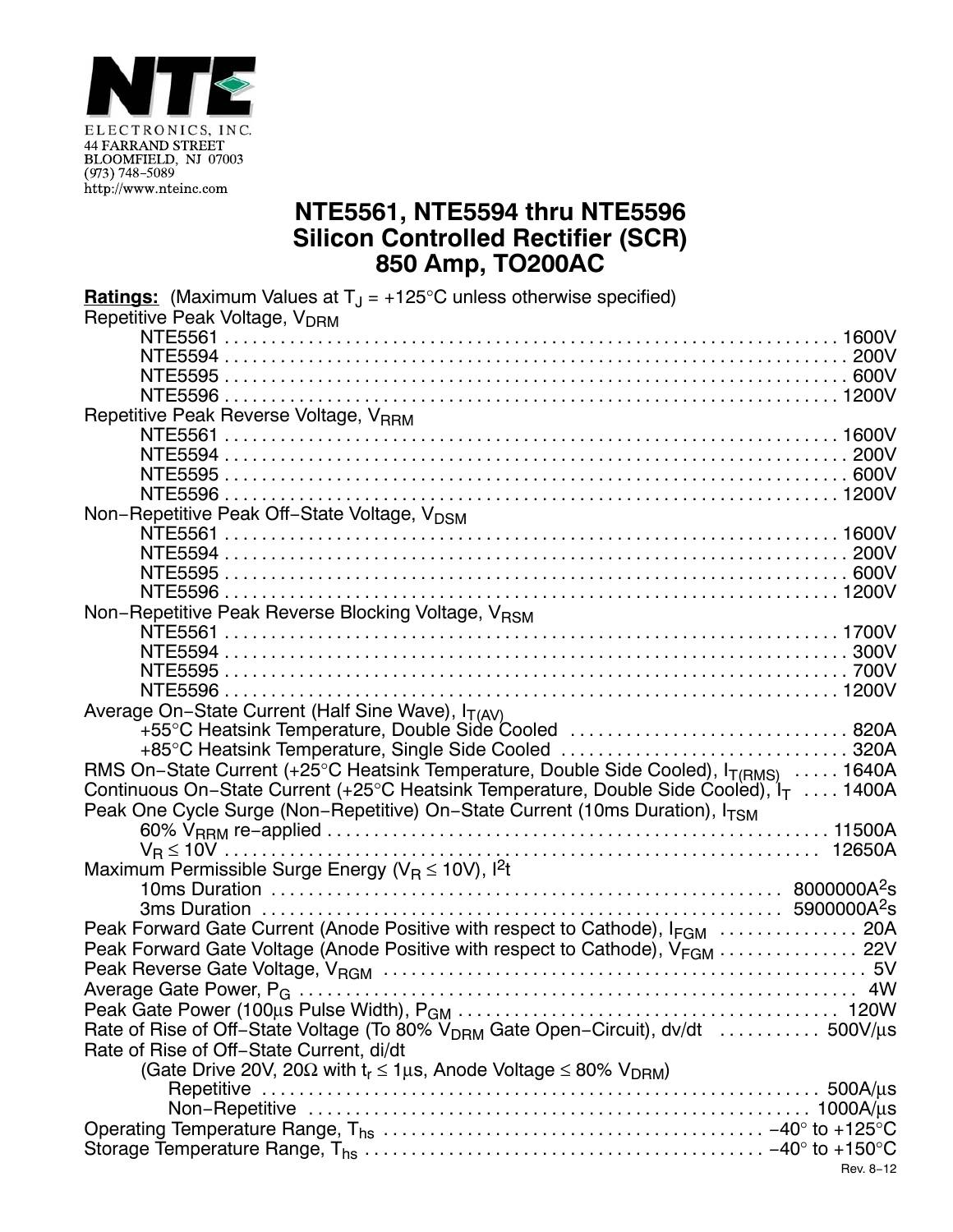NTE ELECTRONICS, INC.
44 FARRAND STREET
BLOOMFIELD, NJ 07003
(973) 748-5089
http://www.nteinc.com

# NTE5561, NTE5594 thru NTE5596
# Silicon Controlled Rectifier (SCR)
# 850 Amp, TO200AC

**Ratings:** (Maximum Values at $T_J$ = +125°C unless otherwise specified)

Repetitive Peak Voltage, $V_{DRM}$
- NTE5561 . . . . . 1600V
- NTE5594 . . . . . 200V
- NTE5595 . . . . . 600V
- NTE5596 . . . . . 1200V

Repetitive Peak Reverse Voltage, $V_{RRM}$
- NTE5561 . . . . . 1600V
- NTE5594 . . . . . 200V
- NTE5595 . . . . . 600V
- NTE5596 . . . . . 1200V

Non−Repetitive Peak Off−State Voltage, $V_{DSM}$
- NTE5561 . . . . . 1600V
- NTE5594 . . . . . 200V
- NTE5595 . . . . . 600V
- NTE5596 . . . . . 1200V

Non−Repetitive Peak Reverse Blocking Voltage, $V_{RSM}$
- NTE5561 . . . . . 1700V
- NTE5594 . . . . . 300V
- NTE5595 . . . . . 700V
- NTE5596 . . . . . 1200V

Average On−State Current (Half Sine Wave), $I_{T(AV)}$
- +55°C Heatsink Temperature, Double Side Cooled . . . . . 820A
- +85°C Heatsink Temperature, Single Side Cooled . . . . . 320A

RMS On−State Current (+25°C Heatsink Temperature, Double Side Cooled), $I_{T(RMS)}$ . . . . . 1640A

Continuous On−State Current (+25°C Heatsink Temperature, Double Side Cooled), $I_T$ . . . . 1400A

Peak One Cycle Surge (Non−Repetitive) On−State Current (10ms Duration), $I_{TSM}$
- 60% $V_{RRM}$ re−applied . . . . . 11500A
- $V_R \leq 10V$ . . . . . 12650A

Maximum Permissible Surge Energy ($V_R \leq 10V$), $I^2t$
- 10ms Duration . . . . . 8000000$A^2s$
- 3ms Duration . . . . . 5900000$A^2s$

Peak Forward Gate Current (Anode Positive with respect to Cathode), $I_{FGM}$ . . . . . 20A

Peak Forward Gate Voltage (Anode Positive with respect to Cathode), $V_{FGM}$ . . . . . 22V

Peak Reverse Gate Voltage, $V_{RGM}$ . . . . . 5V

Average Gate Power, $P_G$ . . . . . 4W

Peak Gate Power (100μs Pulse Width), $P_{GM}$ . . . . . 120W

Rate of Rise of Off−State Voltage (To 80% $V_{DRM}$ Gate Open−Circuit), dv/dt . . . . . 500V/μs

Rate of Rise of Off−State Current, di/dt
- (Gate Drive 20V, 20Ω with $t_r \leq 1\mu s$, Anode Voltage ≤ 80% $V_{DRM}$)
  - Repetitive . . . . . 500A/μs
  - Non−Repetitive . . . . . 1000A/μs

Operating Temperature Range, $T_{hs}$ . . . . . −40° to +125°C

Storage Temperature Range, $T_{hs}$ . . . . . −40° to +150°C

Rev. 8−12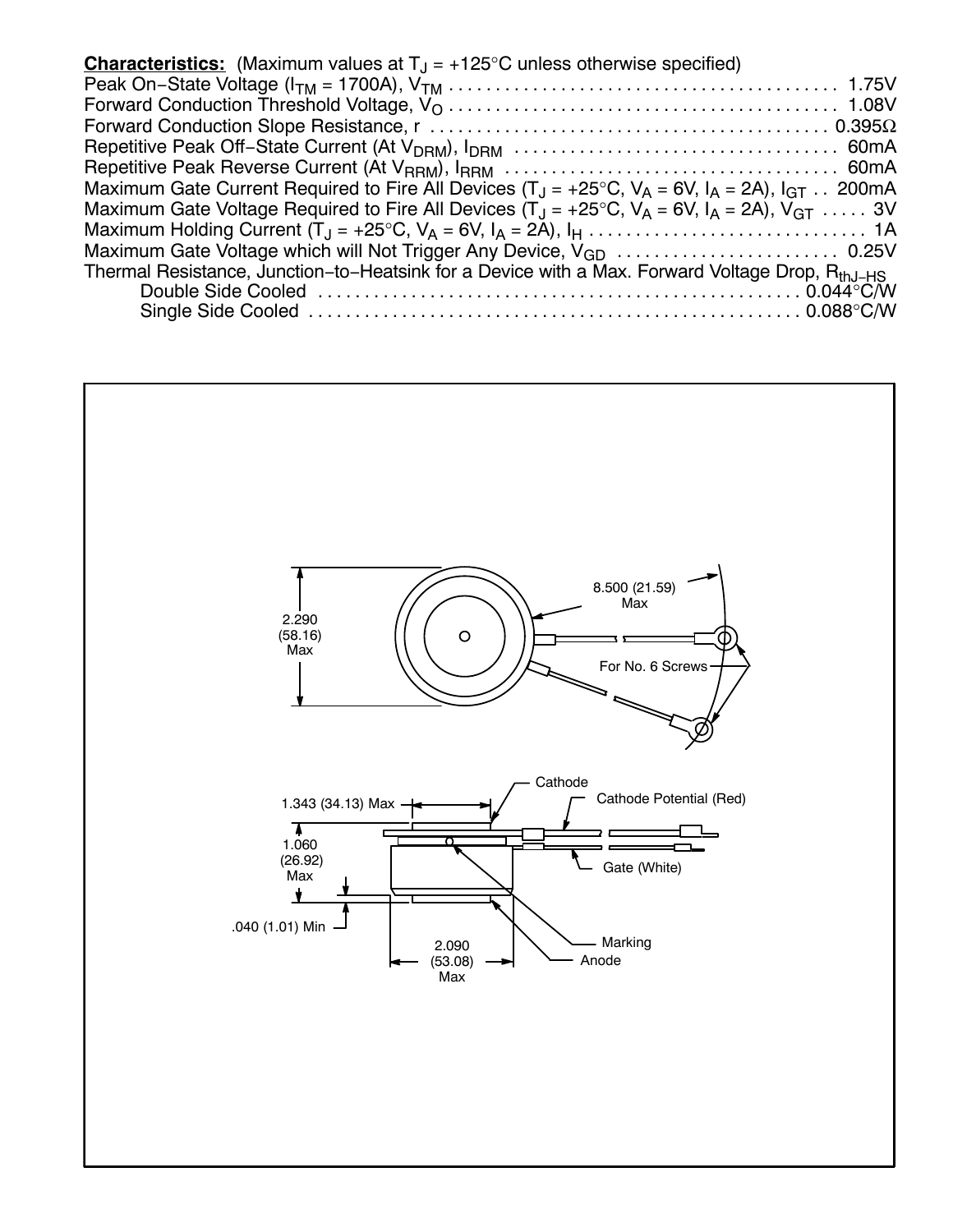**Characteristics:** (Maximum values at $T_J$ = +125°C unless otherwise specified)

Peak On−State Voltage ($I_{TM}$ = 1700A), $V_{TM}$ . . . . . . . . . . 1.75V

Forward Conduction Threshold Voltage, $V_O$ . . . . . . . . . . 1.08V

Forward Conduction Slope Resistance, r . . . . . . . . . . 0.395Ω

Repetitive Peak Off−State Current (At $V_{DRM}$), $I_{DRM}$ . . . . . . . . . . 60mA

Repetitive Peak Reverse Current (At $V_{RRM}$), $I_{RRM}$ . . . . . . . . . . 60mA

Maximum Gate Current Required to Fire All Devices ($T_J$ = +25°C, $V_A$ = 6V, $I_A$ = 2A), $I_{GT}$ . . 200mA

Maximum Gate Voltage Required to Fire All Devices ($T_J$ = +25°C, $V_A$ = 6V, $I_A$ = 2A), $V_{GT}$ . . . . . 3V

Maximum Holding Current ($T_J$ = +25°C, $V_A$ = 6V, $I_A$ = 2A), $I_H$ . . . . . . . . . . 1A

Maximum Gate Voltage which will Not Trigger Any Device, $V_{GD}$ . . . . . . . . . . 0.25V

Thermal Resistance, Junction−to−Heatsink for a Device with a Max. Forward Voltage Drop, $R_{thJ-HS}$

Double Side Cooled . . . . . . . . . . 0.044°C/W

Single Side Cooled . . . . . . . . . . 0.088°C/W

2.290 (58.16) Max

8.500 (21.59) Max

For No. 6 Screws

Cathode

Cathode Potential (Red)

1.343 (34.13) Max

1.060 (26.92) Max

Gate (White)

.040 (1.01) Min

Marking

2.090 (53.08) Max

Anode